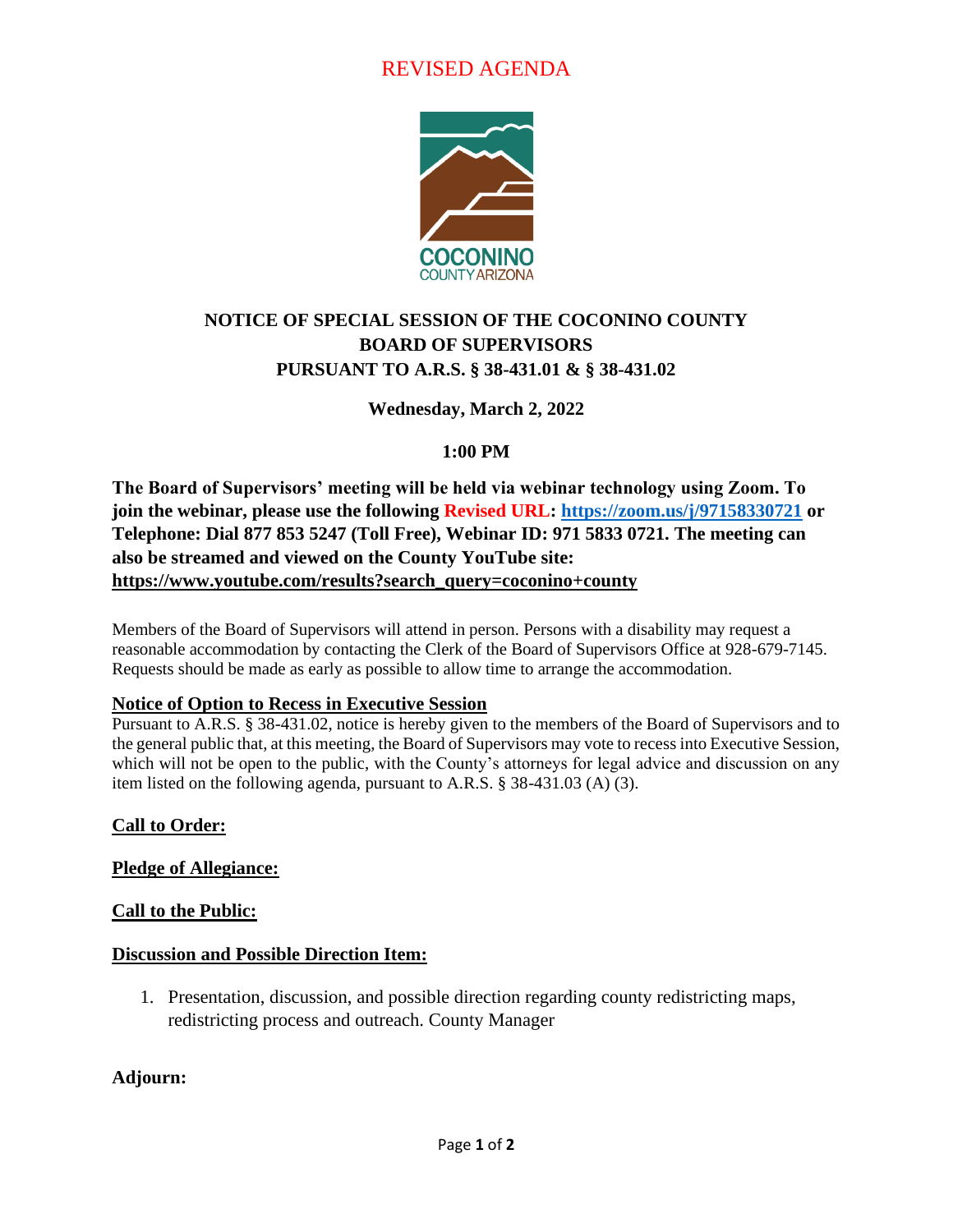REVISED AGENDA

COCONINO
COUNTY ARIZONA

# NOTICE OF SPECIAL SESSION OF THE COCONINO COUNTY BOARD OF SUPERVISORS PURSUANT TO A.R.S. § 38-431.01 & § 38-431.02

**Wednesday, March 2, 2022**

**1:00 PM**

**The Board of Supervisors' meeting will be held via webinar technology using Zoom. To join the webinar, please use the following Revised URL: https://zoom.us/j/97158330721 or Telephone: Dial 877 853 5247 (Toll Free), Webinar ID: 971 5833 0721. The meeting can also be streamed and viewed on the County YouTube site: https://www.youtube.com/results?search_query=coconino+county**

Members of the Board of Supervisors will attend in person. Persons with a disability may request a reasonable accommodation by contacting the Clerk of the Board of Supervisors Office at 928-679-7145. Requests should be made as early as possible to allow time to arrange the accommodation.

**Notice of Option to Recess in Executive Session**

Pursuant to A.R.S. § 38-431.02, notice is hereby given to the members of the Board of Supervisors and to the general public that, at this meeting, the Board of Supervisors may vote to recess into Executive Session, which will not be open to the public, with the County's attorneys for legal advice and discussion on any item listed on the following agenda, pursuant to A.R.S. § 38-431.03 (A) (3).

**Call to Order:**

**Pledge of Allegiance:**

**Call to the Public:**

**Discussion and Possible Direction Item:**

1. Presentation, discussion, and possible direction regarding county redistricting maps, redistricting process and outreach. County Manager

**Adjourn:**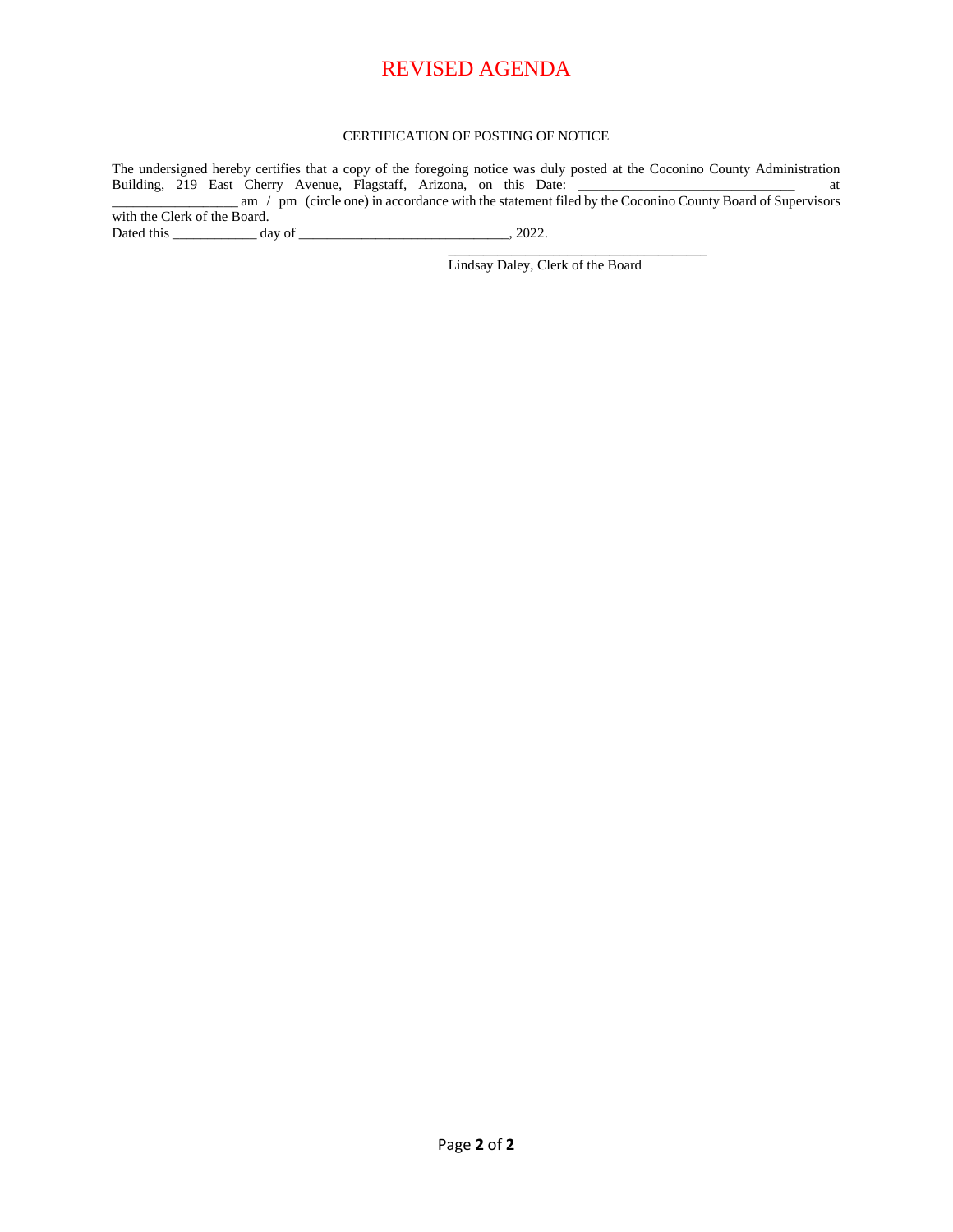# REVISED AGENDA

CERTIFICATION OF POSTING OF NOTICE

The undersigned hereby certifies that a copy of the foregoing notice was duly posted at the Coconino County Administration Building, 219 East Cherry Avenue, Flagstaff, Arizona, on this Date: _______________________________ at _________________ am / pm (circle one) in accordance with the statement filed by the Coconino County Board of Supervisors with the Clerk of the Board.

Dated this ____________ day of ______________________________, 2022.

_____________________________________

Lindsay Daley, Clerk of the Board